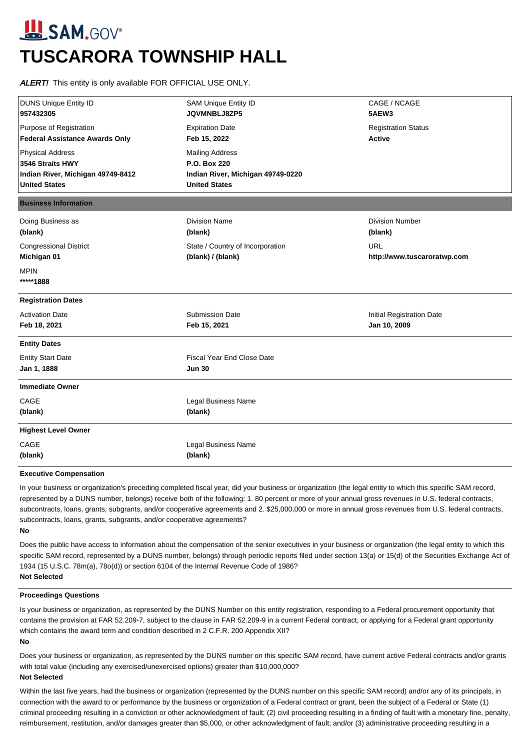SAM.GOV®

# TUSCARORA TOWNSHIP HALL

*ALERT!* This entity is only available FOR OFFICIAL USE ONLY.

| DUNS Unique Entity ID | SAM Unique Entity ID | CAGE / NCAGE |
|---|---|---|
| **957432305** | **JQVMNBLJ8ZP5** | **5AEW3** |
| Purpose of Registration | Expiration Date | Registration Status |
| **Federal Assistance Awards Only** | **Feb 15, 2022** | **Active** |
| Physical Address | Mailing Address | |
| **3546 Straits HWY** | **P.O. Box 220** | |
| **Indian River, Michigan 49749-8412** | **Indian River, Michigan 49749-0220** | |
| **United States** | **United States** | |

## Business Information

| Doing Business as | Division Name | Division Number |
|---|---|---|
| **(blank)** | **(blank)** | **(blank)** |
| Congressional District | State / Country of Incorporation | URL |
| **Michigan 01** | **(blank) / (blank)** | **http://www.tuscaroratwp.com** |
| MPIN | | |
| **\*\*\*\*\*1888** | | |

### Registration Dates

| Activation Date | Submission Date | Initial Registration Date |
|---|---|---|
| **Feb 18, 2021** | **Feb 15, 2021** | **Jan 10, 2009** |

### Entity Dates

| Entity Start Date | Fiscal Year End Close Date |
|---|---|
| **Jan 1, 1888** | **Jun 30** |

### Immediate Owner

| CAGE | Legal Business Name |
|---|---|
| **(blank)** | **(blank)** |

### Highest Level Owner

| CAGE | Legal Business Name |
|---|---|
| **(blank)** | **(blank)** |

### Executive Compensation

In your business or organization's preceding completed fiscal year, did your business or organization (the legal entity to which this specific SAM record, represented by a DUNS number, belongs) receive both of the following: 1. 80 percent or more of your annual gross revenues in U.S. federal contracts, subcontracts, loans, grants, subgrants, and/or cooperative agreements and 2. $25,000,000 or more in annual gross revenues from U.S. federal contracts, subcontracts, loans, grants, subgrants, and/or cooperative agreements?

**No**

Does the public have access to information about the compensation of the senior executives in your business or organization (the legal entity to which this specific SAM record, represented by a DUNS number, belongs) through periodic reports filed under section 13(a) or 15(d) of the Securities Exchange Act of 1934 (15 U.S.C. 78m(a), 78o(d)) or section 6104 of the Internal Revenue Code of 1986?

**Not Selected**

### Proceedings Questions

Is your business or organization, as represented by the DUNS Number on this entity registration, responding to a Federal procurement opportunity that contains the provision at FAR 52.209-7, subject to the clause in FAR 52.209-9 in a current Federal contract, or applying for a Federal grant opportunity which contains the award term and condition described in 2 C.F.R. 200 Appendix XII?

**No**

Does your business or organization, as represented by the DUNS number on this specific SAM record, have current active Federal contracts and/or grants with total value (including any exercised/unexercised options) greater than $10,000,000?

**Not Selected**

Within the last five years, had the business or organization (represented by the DUNS number on this specific SAM record) and/or any of its principals, in connection with the award to or performance by the business or organization of a Federal contract or grant, been the subject of a Federal or State (1) criminal proceeding resulting in a conviction or other acknowledgment of fault; (2) civil proceeding resulting in a finding of fault with a monetary fine, penalty, reimbursement, restitution, and/or damages greater than $5,000, or other acknowledgment of fault; and/or (3) administrative proceeding resulting in a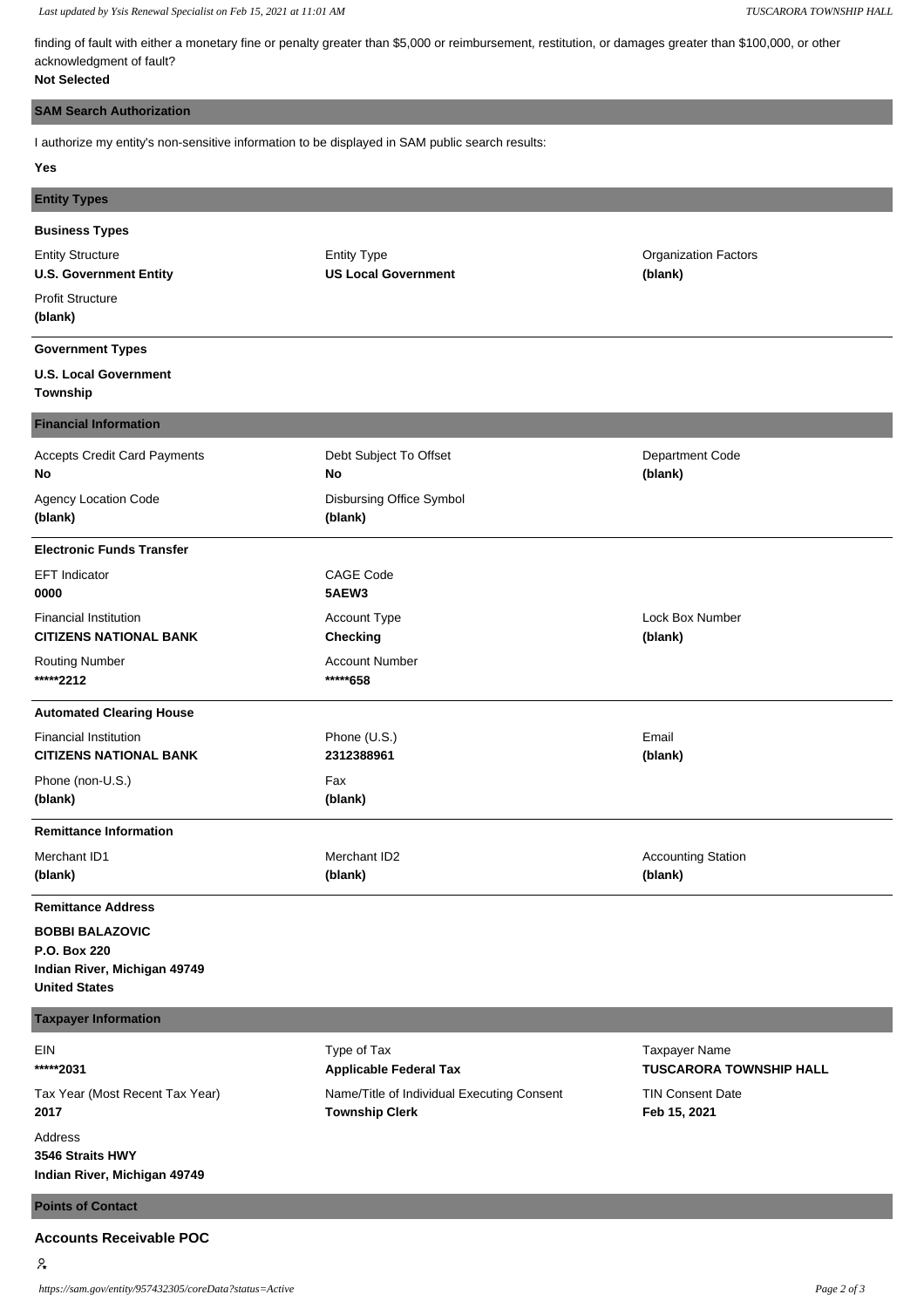finding of fault with either a monetary fine or penalty greater than $5,000 or reimbursement, restitution, or damages greater than $100,000, or other acknowledgment of fault?

**Not Selected**

## SAM Search Authorization

I authorize my entity's non-sensitive information to be displayed in SAM public search results:

**Yes**

## Entity Types

### Business Types

Entity Structure
**U.S. Government Entity**

Entity Type
**US Local Government**

Organization Factors
**(blank)**

Profit Structure
**(blank)**

### Government Types

**U.S. Local Government**
**Township**

## Financial Information

Accepts Credit Card Payments
**No**

Debt Subject To Offset
**No**

Department Code
**(blank)**

Agency Location Code
**(blank)**

Disbursing Office Symbol
**(blank)**

### Electronic Funds Transfer

EFT Indicator
**0000**

CAGE Code
**5AEW3**

Financial Institution
**CITIZENS NATIONAL BANK**

Account Type
**Checking**

Lock Box Number
**(blank)**

Routing Number
**\*\*\*\*\*2212**

Account Number
**\*\*\*\*\*658**

### Automated Clearing House

Financial Institution
**CITIZENS NATIONAL BANK**

Phone (U.S.)
**2312388961**

Email
**(blank)**

Phone (non-U.S.)
**(blank)**

Fax
**(blank)**

### Remittance Information

Merchant ID1
**(blank)**

Merchant ID2
**(blank)**

Accounting Station
**(blank)**

### Remittance Address

**BOBBI BALAZOVIC**
**P.O. Box 220**
**Indian River, Michigan 49749**
**United States**

## Taxpayer Information

EIN
**\*\*\*\*\*2031**

Type of Tax
**Applicable Federal Tax**

Taxpayer Name
**TUSCARORA TOWNSHIP HALL**

Tax Year (Most Recent Tax Year)
**2017**

Name/Title of Individual Executing Consent
**Township Clerk**

TIN Consent Date
**Feb 15, 2021**

Address
**3546 Straits HWY**
**Indian River, Michigan 49749**

## Points of Contact

### Accounts Receivable POC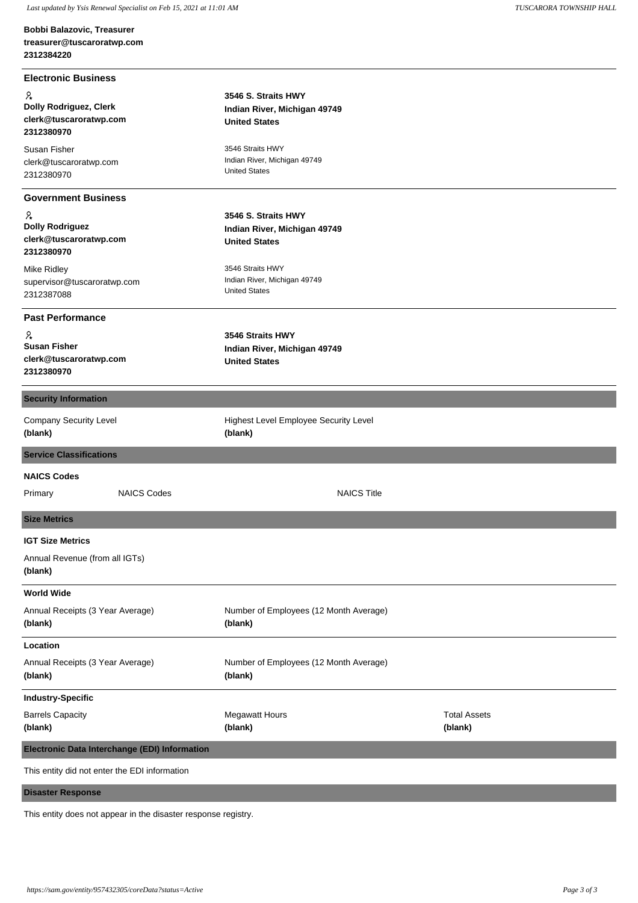**Bobbi Balazovic, Treasurer**
**treasurer@tuscaroratwp.com**
**2312384220**

### Electronic Business

| | |
|---|---|
| **Dolly Rodriguez, Clerk**<br>**clerk@tuscaroratwp.com**<br>**2312380970** | **3546 S. Straits HWY**<br>**Indian River, Michigan 49749**<br>**United States** |
| Susan Fisher<br>clerk@tuscaroratwp.com<br>2312380970 | 3546 Straits HWY<br>Indian River, Michigan 49749<br>United States |

### Government Business

| | |
|---|---|
| **Dolly Rodriguez**<br>**clerk@tuscaroratwp.com**<br>**2312380970** | **3546 S. Straits HWY**<br>**Indian River, Michigan 49749**<br>**United States** |
| Mike Ridley<br>supervisor@tuscaroratwp.com<br>2312387088 | 3546 Straits HWY<br>Indian River, Michigan 49749<br>United States |

### Past Performance

| | |
|---|---|
| **Susan Fisher**<br>**clerk@tuscaroratwp.com**<br>**2312380970** | **3546 Straits HWY**<br>**Indian River, Michigan 49749**<br>**United States** |

## Security Information

| | |
|---|---|
| Company Security Level<br>**(blank)** | Highest Level Employee Security Level<br>**(blank)** |

## Service Classifications

### NAICS Codes

| Primary | NAICS Codes | NAICS Title |
|---|---|---|

## Size Metrics

### IGT Size Metrics

Annual Revenue (from all IGTs)
**(blank)**

### World Wide

| | |
|---|---|
| Annual Receipts (3 Year Average)<br>**(blank)** | Number of Employees (12 Month Average)<br>**(blank)** |

### Location

| | |
|---|---|
| Annual Receipts (3 Year Average)<br>**(blank)** | Number of Employees (12 Month Average)<br>**(blank)** |

### Industry-Specific

| | | |
|---|---|---|
| Barrels Capacity<br>**(blank)** | Megawatt Hours<br>**(blank)** | Total Assets<br>**(blank)** |

## Electronic Data Interchange (EDI) Information

This entity did not enter the EDI information

## Disaster Response

This entity does not appear in the disaster response registry.